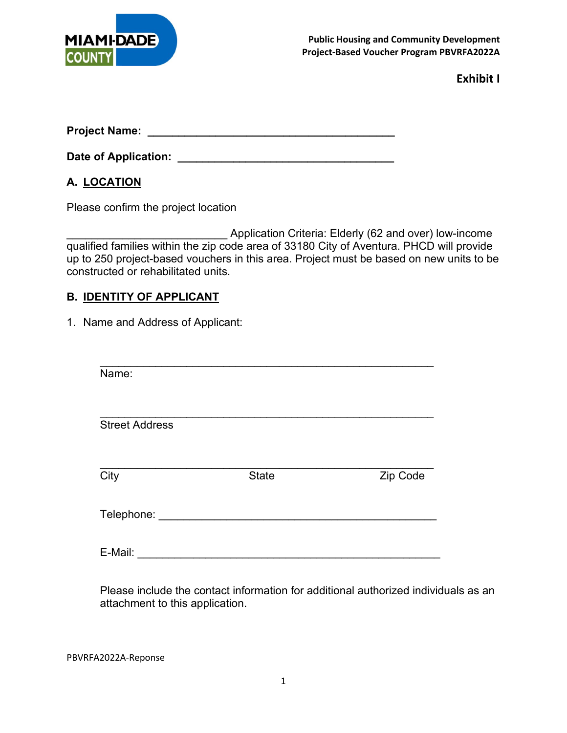Public Housing and Community Development
Project-Based Voucher Program PBVRFA2022A

**Exhibit I**

**Project Name:** ________________________________________

**Date of Application:** ___________________________________

## A. LOCATION

Please confirm the project location

__________________________ Application Criteria: Elderly (62 and over) low-income qualified families within the zip code area of 33180 City of Aventura. PHCD will provide up to 250 project-based vouchers in this area. Project must be based on new units to be constructed or rehabilitated units.

## B. IDENTITY OF APPLICANT

1. Name and Address of Applicant:

_______________________________________________________
Name:

_______________________________________________________
Street Address

_______________________________________________________
City State Zip Code

Telephone: _____________________________________________

E-Mail: ________________________________________________

Please include the contact information for additional authorized individuals as an attachment to this application.

PBVRFA2022A-Reponse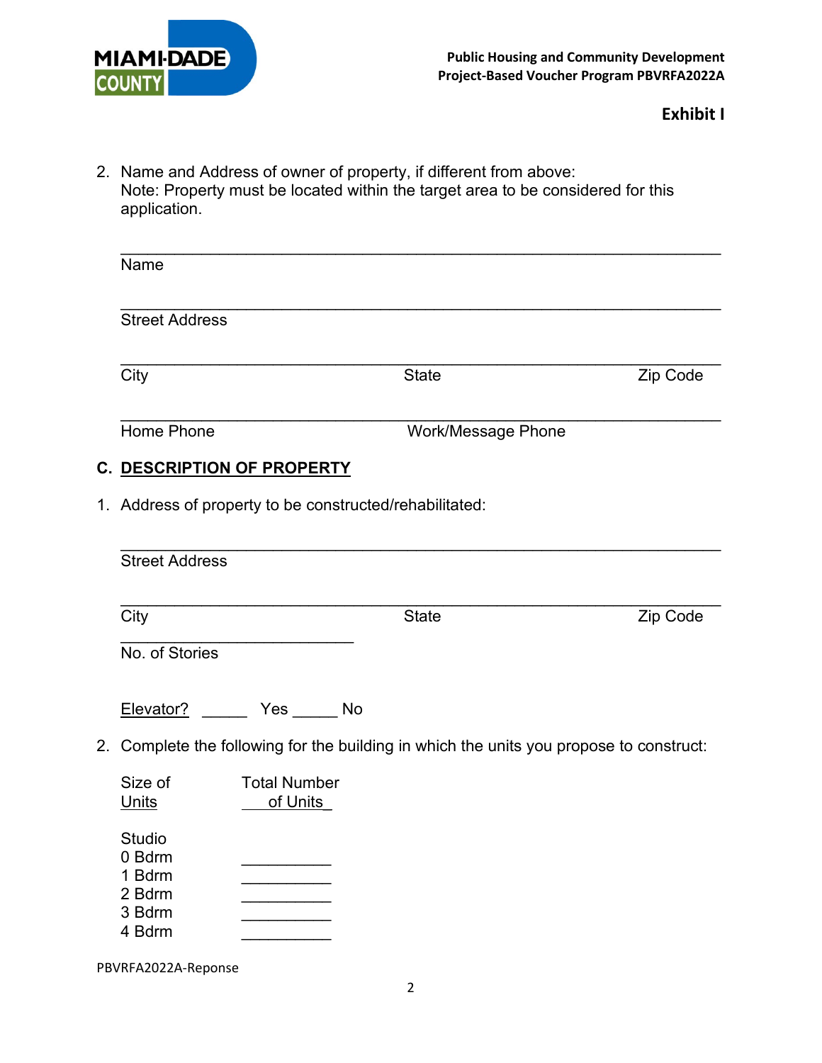**Exhibit I**

2. Name and Address of owner of property, if different from above:
   Note: Property must be located within the target area to be considered for this application.

_______________________________________________________________
Name

_______________________________________________________________
Street Address

_______________________________________________________________
City                                        State                                        Zip Code

_______________________________________________________________
Home Phone                                  Work/Message Phone

## C. DESCRIPTION OF PROPERTY

1. Address of property to be constructed/rehabilitated:

_______________________________________________________________
Street Address

_______________________________________________________________
City                                        State                                        Zip Code

_________________________
No. of Stories

Elevator? _____ Yes _____ No

2. Complete the following for the building in which the units you propose to construct:

| Size of Units | Total Number of Units |
|---|---|
| Studio | |
| 0 Bdrm | __________ |
| 1 Bdrm | __________ |
| 2 Bdrm | __________ |
| 3 Bdrm | __________ |
| 4 Bdrm | __________ |

PBVRFA2022A-Reponse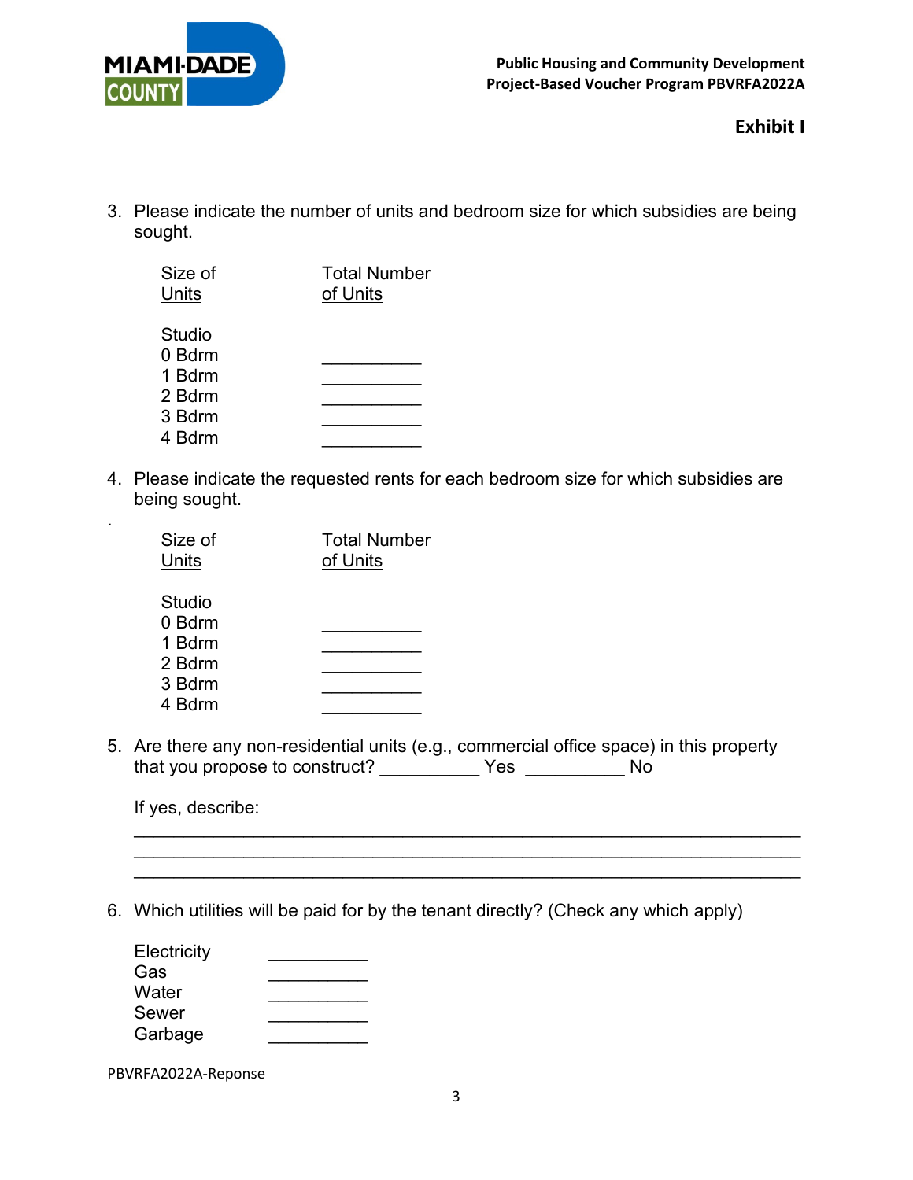**Exhibit I**

3. Please indicate the number of units and bedroom size for which subsidies are being sought.

| Size of <u>Units</u> | Total Number <u>of Units</u> |
|---|---|
| Studio | |
| 0 Bdrm | __________ |
| 1 Bdrm | __________ |
| 2 Bdrm | __________ |
| 3 Bdrm | __________ |
| 4 Bdrm | __________ |

4. Please indicate the requested rents for each bedroom size for which subsidies are being sought.

.

| Size of <u>Units</u> | Total Number <u>of Units</u> |
|---|---|
| Studio | |
| 0 Bdrm | __________ |
| 1 Bdrm | __________ |
| 2 Bdrm | __________ |
| 3 Bdrm | __________ |
| 4 Bdrm | __________ |

5. Are there any non-residential units (e.g., commercial office space) in this property that you propose to construct? __________ Yes __________ No

   If yes, describe:

   ____________________________________________________________________
   ____________________________________________________________________
   ____________________________________________________________________

6. Which utilities will be paid for by the tenant directly? (Check any which apply)

| | |
|---|---|
| Electricity | __________ |
| Gas | __________ |
| Water | __________ |
| Sewer | __________ |
| Garbage | __________ |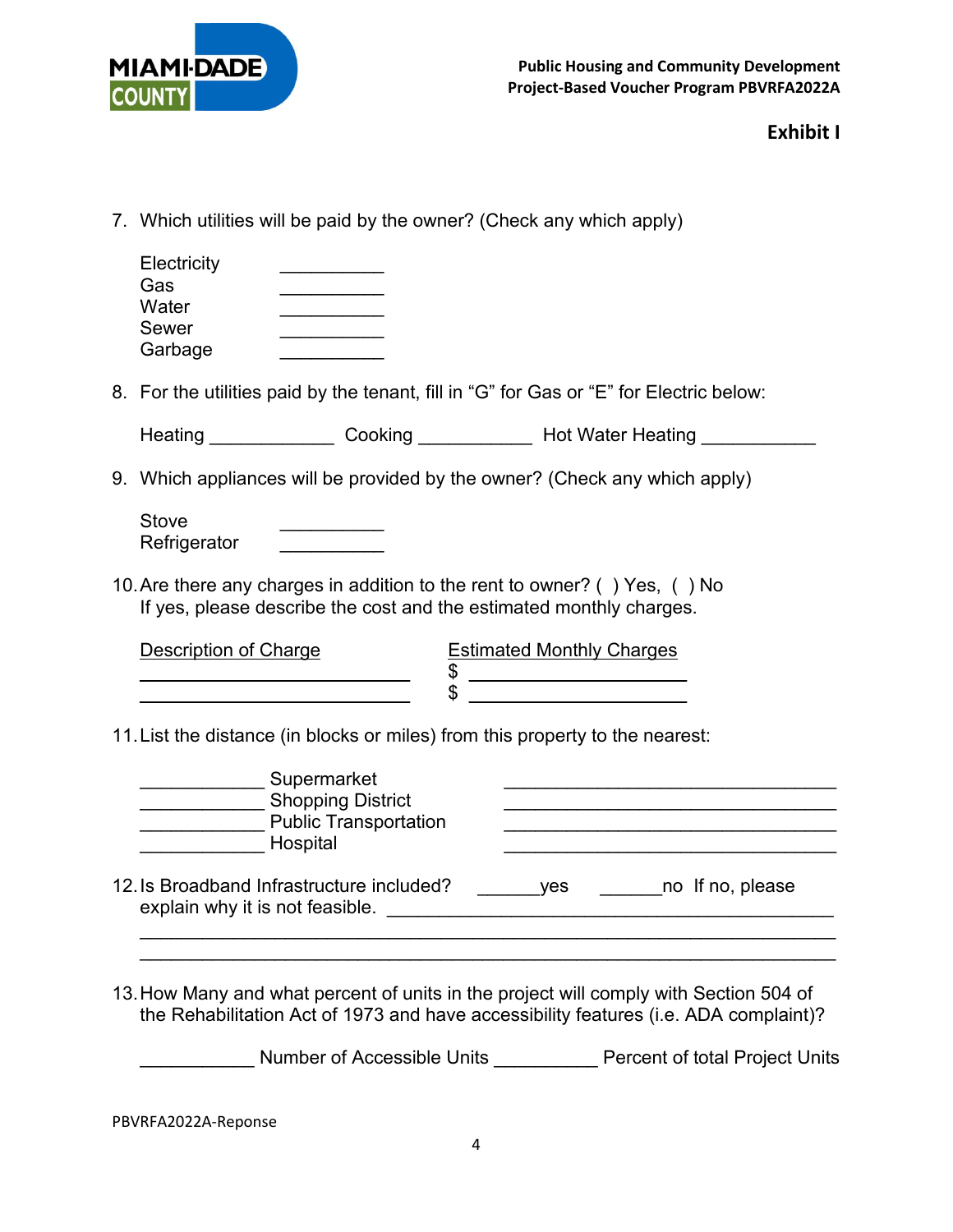**Exhibit I**

7. Which utilities will be paid by the owner? (Check any which apply)

   Electricity __________
   Gas __________
   Water __________
   Sewer __________
   Garbage __________

8. For the utilities paid by the tenant, fill in "G" for Gas or "E" for Electric below:

   Heating ____________ Cooking ___________ Hot Water Heating ___________

9. Which appliances will be provided by the owner? (Check any which apply)

   Stove __________
   Refrigerator __________

10. Are there any charges in addition to the rent to owner? ( ) Yes, ( ) No
    If yes, please describe the cost and the estimated monthly charges.

| Description of Charge | Estimated Monthly Charges |
|---|---|
| __________________________ | $ _____________________ |
| __________________________ | $ _____________________ |

11. List the distance (in blocks or miles) from this property to the nearest:

    ____________ Supermarket ________________________________
    ____________ Shopping District ________________________________
    ____________ Public Transportation ________________________________
    ____________ Hospital ________________________________

12. Is Broadband Infrastructure included? ______yes ______no If no, please explain why it is not feasible. ____________________________________________
    ________________________________________________________________
    ________________________________________________________________

13. How Many and what percent of units in the project will comply with Section 504 of the Rehabilitation Act of 1973 and have accessibility features (i.e. ADA complaint)?

    ___________ Number of Accessible Units __________ Percent of total Project Units

PBVRFA2022A-Reponse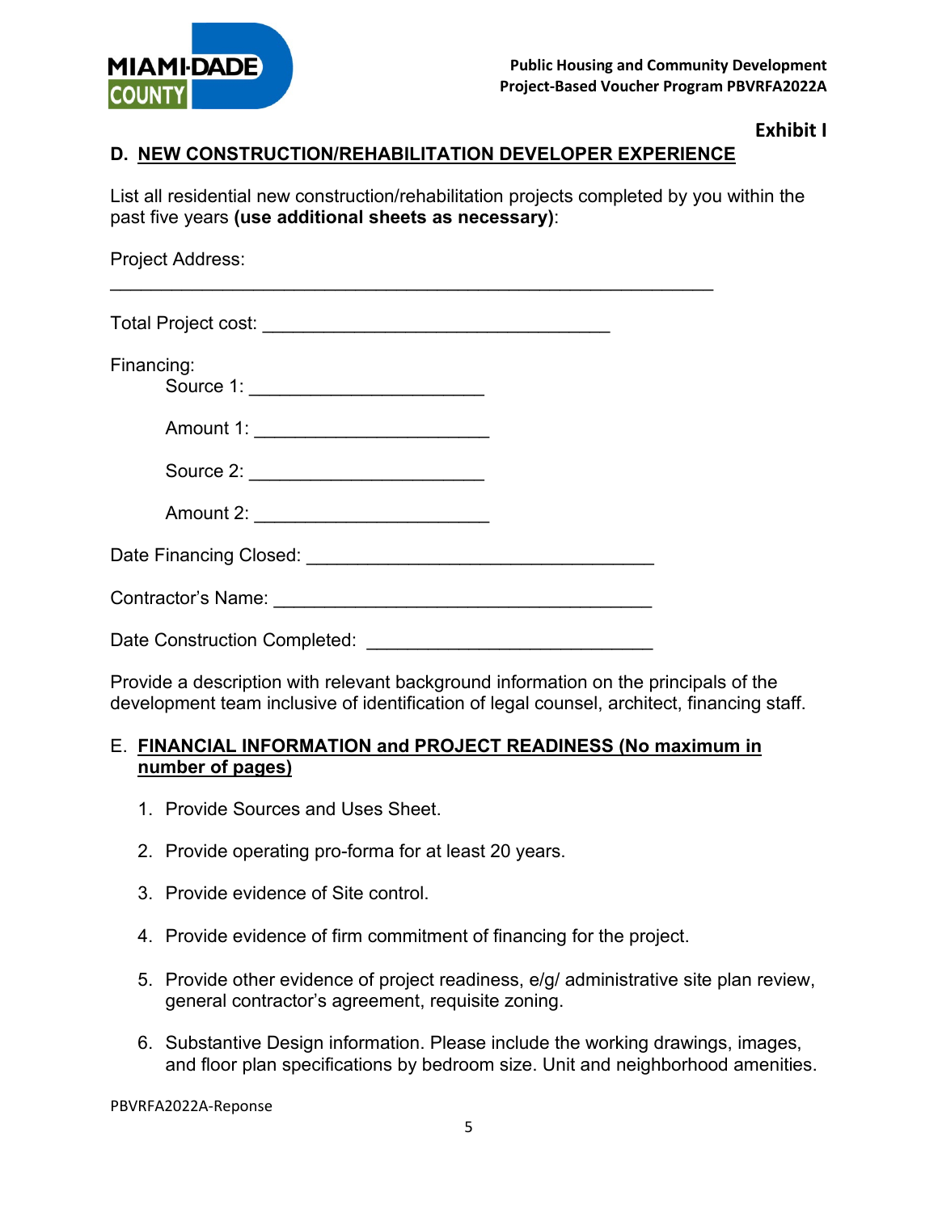**Exhibit I**

## D. NEW CONSTRUCTION/REHABILITATION DEVELOPER EXPERIENCE

List all residential new construction/rehabilitation projects completed by you within the past five years **(use additional sheets as necessary)**:

Project Address:

\_\_\_\_\_\_\_\_\_\_\_\_\_\_\_\_\_\_\_\_\_\_\_\_\_\_\_\_\_\_\_\_\_\_\_\_\_\_\_\_\_\_\_\_\_\_\_\_\_\_\_\_\_\_\_\_\_\_\_\_

Total Project cost: \_\_\_\_\_\_\_\_\_\_\_\_\_\_\_\_\_\_\_\_\_\_\_\_\_\_\_\_\_\_\_\_\_\_\_\_

Financing:

Source 1: \_\_\_\_\_\_\_\_\_\_\_\_\_\_\_\_\_\_\_\_\_\_\_\_

Amount 1: \_\_\_\_\_\_\_\_\_\_\_\_\_\_\_\_\_\_\_\_\_\_\_\_

Source 2: \_\_\_\_\_\_\_\_\_\_\_\_\_\_\_\_\_\_\_\_\_\_\_\_

Amount 2: \_\_\_\_\_\_\_\_\_\_\_\_\_\_\_\_\_\_\_\_\_\_\_\_

Date Financing Closed: \_\_\_\_\_\_\_\_\_\_\_\_\_\_\_\_\_\_\_\_\_\_\_\_\_\_\_\_\_\_\_\_\_\_\_\_

Contractor's Name: \_\_\_\_\_\_\_\_\_\_\_\_\_\_\_\_\_\_\_\_\_\_\_\_\_\_\_\_\_\_\_\_\_\_\_\_\_\_\_

Date Construction Completed: \_\_\_\_\_\_\_\_\_\_\_\_\_\_\_\_\_\_\_\_\_\_\_\_\_\_\_\_\_\_

Provide a description with relevant background information on the principals of the development team inclusive of identification of legal counsel, architect, financing staff.

## E. FINANCIAL INFORMATION and PROJECT READINESS (No maximum in number of pages)

1. Provide Sources and Uses Sheet.
2. Provide operating pro-forma for at least 20 years.
3. Provide evidence of Site control.
4. Provide evidence of firm commitment of financing for the project.
5. Provide other evidence of project readiness, e/g/ administrative site plan review, general contractor's agreement, requisite zoning.
6. Substantive Design information. Please include the working drawings, images, and floor plan specifications by bedroom size. Unit and neighborhood amenities.

PBVRFA2022A-Reponse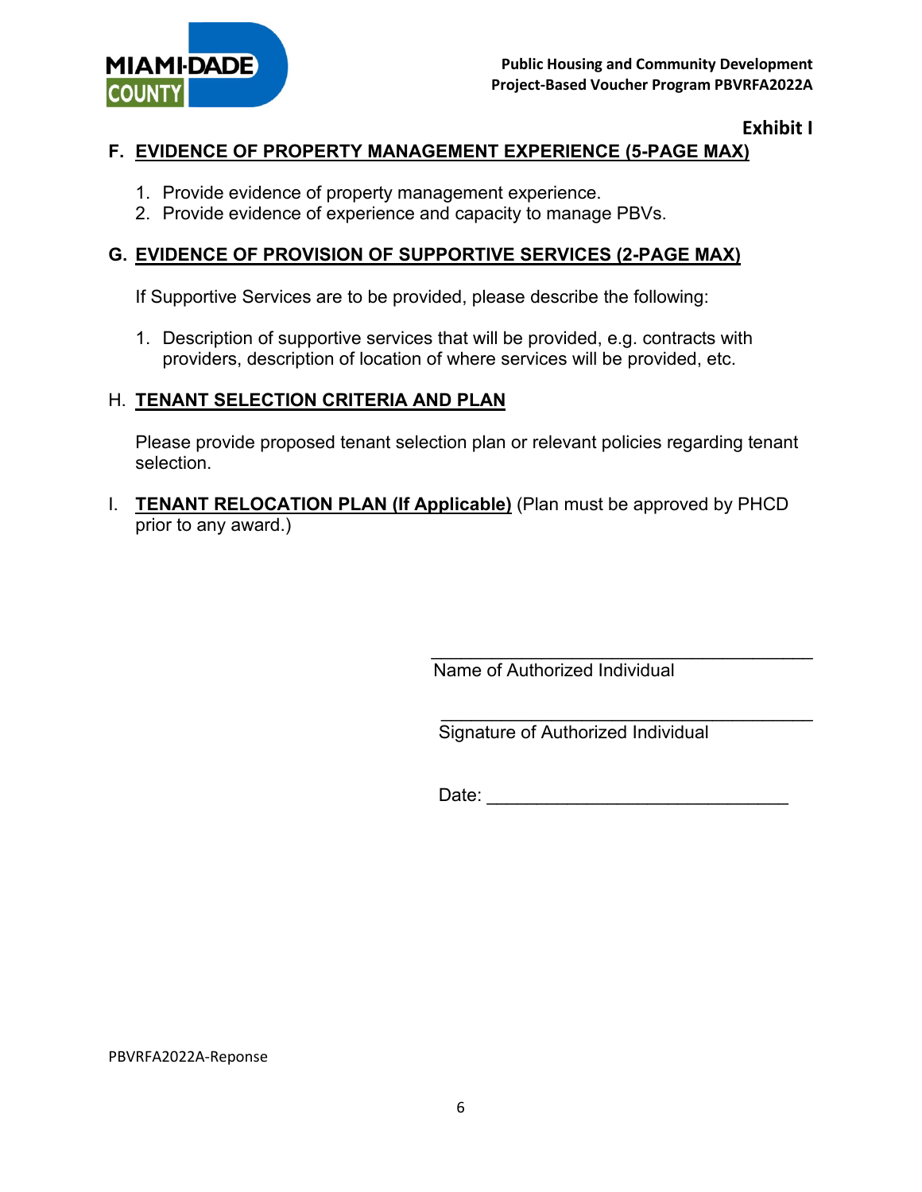**Exhibit I**

## F. EVIDENCE OF PROPERTY MANAGEMENT EXPERIENCE (5-PAGE MAX)

1. Provide evidence of property management experience.
2. Provide evidence of experience and capacity to manage PBVs.

## G. EVIDENCE OF PROVISION OF SUPPORTIVE SERVICES (2-PAGE MAX)

If Supportive Services are to be provided, please describe the following:

1. Description of supportive services that will be provided, e.g. contracts with providers, description of location of where services will be provided, etc.

## H. TENANT SELECTION CRITERIA AND PLAN

Please provide proposed tenant selection plan or relevant policies regarding tenant selection.

## I. TENANT RELOCATION PLAN (If Applicable) (Plan must be approved by PHCD prior to any award.)

______________________________________
Name of Authorized Individual

______________________________________
Signature of Authorized Individual

Date: ______________________________

PBVRFA2022A-Reponse